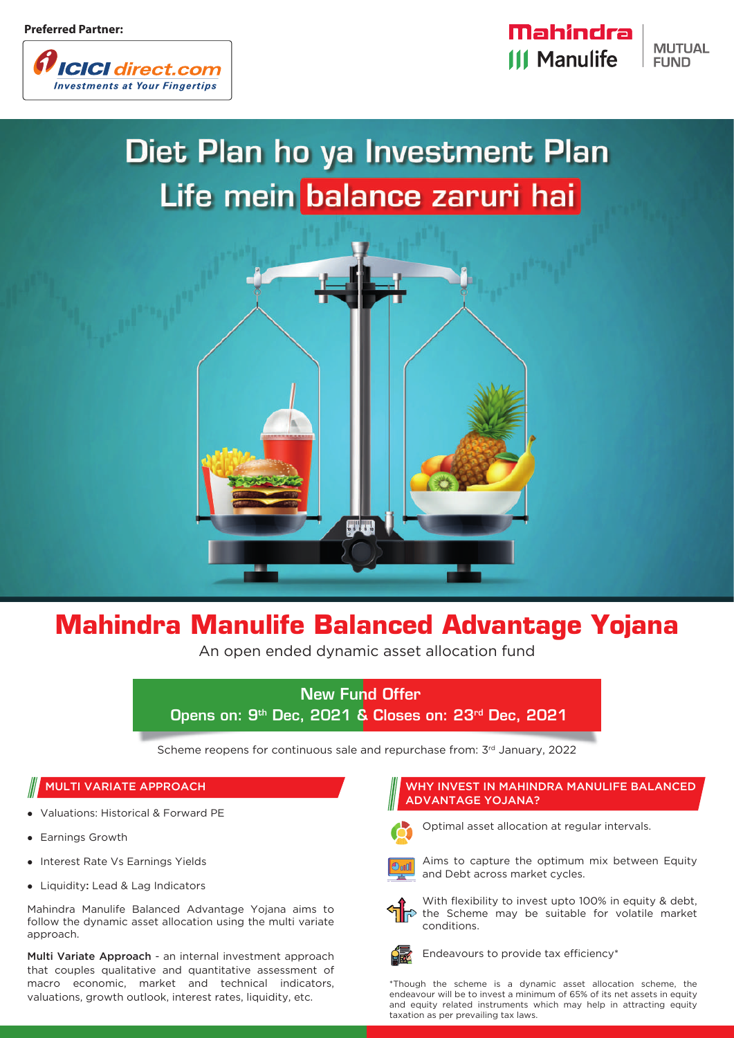Preferred Partner:

ICICI direct.com
*Investments at Your Fingertips*

Mahindra Manulife MUTUAL FUND

# Diet Plan ho ya Investment Plan Life mein balance zaruri hai

# Mahindra Manulife Balanced Advantage Yojana

An open ended dynamic asset allocation fund

**New Fund Offer**

**Opens on: 9th Dec, 2021 & Closes on: 23rd Dec, 2021**

Scheme reopens for continuous sale and repurchase from: 3rd January, 2022

## MULTI VARIATE APPROACH

- Valuations: Historical & Forward PE
- Earnings Growth
- Interest Rate Vs Earnings Yields
- Liquidity: Lead & Lag Indicators

Mahindra Manulife Balanced Advantage Yojana aims to follow the dynamic asset allocation using the multi variate approach.

**Multi Variate Approach** - an internal investment approach that couples qualitative and quantitative assessment of macro economic, market and technical indicators, valuations, growth outlook, interest rates, liquidity, etc.

## WHY INVEST IN MAHINDRA MANULIFE BALANCED ADVANTAGE YOJANA?

- Optimal asset allocation at regular intervals.
- Aims to capture the optimum mix between Equity and Debt across market cycles.
- With flexibility to invest upto 100% in equity & debt, the Scheme may be suitable for volatile market conditions.
- Endeavours to provide tax efficiency*

*Though the scheme is a dynamic asset allocation scheme, the endeavour will be to invest a minimum of 65% of its net assets in equity and equity related instruments which may help in attracting equity taxation as per prevailing tax laws.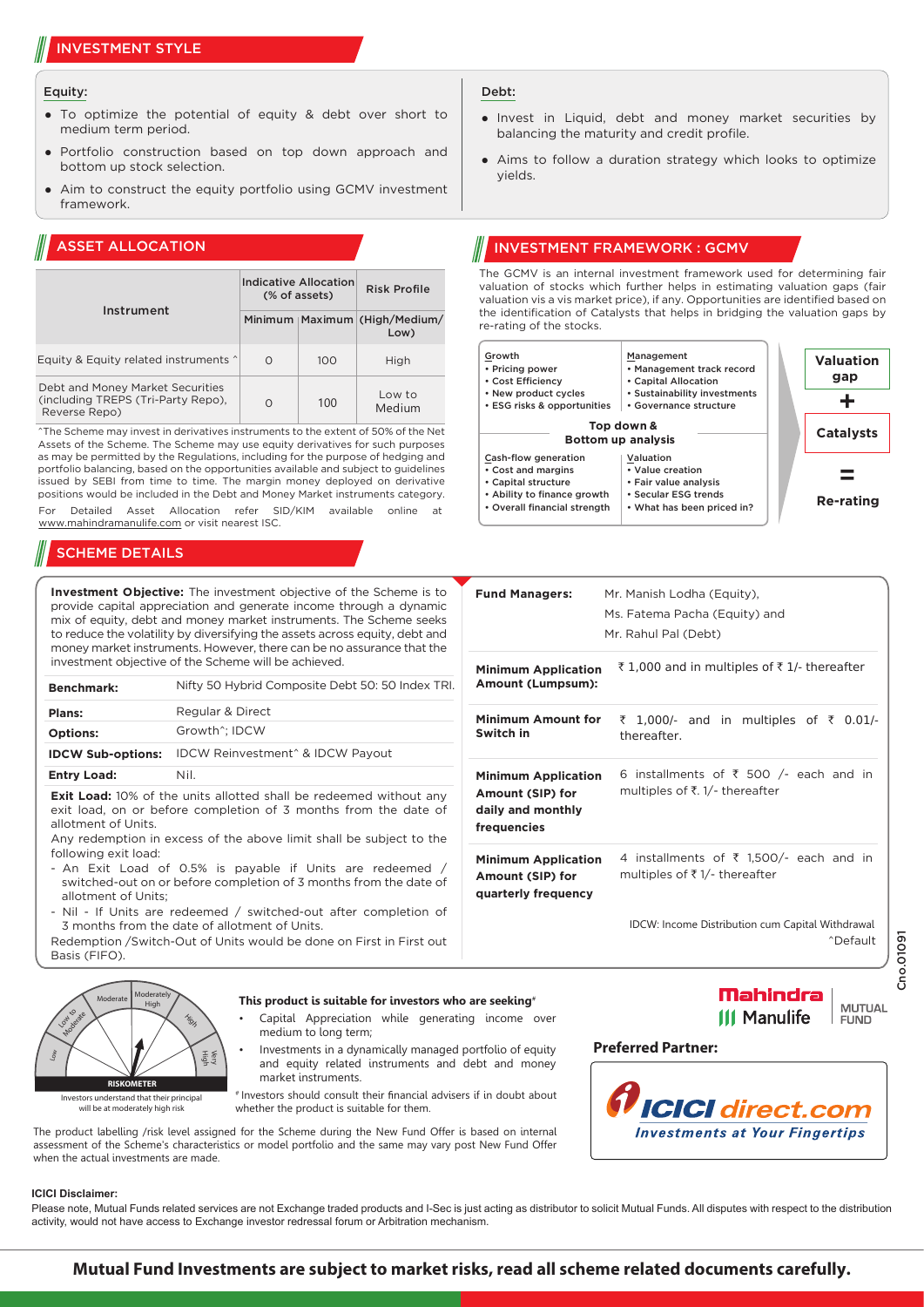## INVESTMENT STYLE

**Equity:**

- To optimize the potential of equity & debt over short to medium term period.
- Portfolio construction based on top down approach and bottom up stock selection.
- Aim to construct the equity portfolio using GCMV investment framework.

**Debt:**

- Invest in Liquid, debt and money market securities by balancing the maturity and credit profile.
- Aims to follow a duration strategy which looks to optimize yields.

## ASSET ALLOCATION

| Instrument | Indicative Allocation (% of assets) | | Risk Profile |
|---|---|---|---|
| | Minimum | Maximum | (High/Medium/ Low) |
| Equity & Equity related instruments ^ | 0 | 100 | High |
| Debt and Money Market Securities (including TREPS (Tri-Party Repo), Reverse Repo) | 0 | 100 | Low to Medium |

^The Scheme may invest in derivatives instruments to the extent of 50% of the Net Assets of the Scheme. The Scheme may use equity derivatives for such purposes as may be permitted by the Regulations, including for the purpose of hedging and portfolio balancing, based on the opportunities available and subject to guidelines issued by SEBI from time to time. The margin money deployed on derivative positions would be included in the Debt and Money Market instruments category.

For Detailed Asset Allocation refer SID/KIM available online at www.mahindramanulife.com or visit nearest ISC.

## INVESTMENT FRAMEWORK : GCMV

The GCMV is an internal investment framework used for determining fair valuation of stocks which further helps in estimating valuation gaps (fair valuation vis a vis market price), if any. Opportunities are identified based on the identification of Catalysts that helps in bridging the valuation gaps by re-rating of the stocks.

**Growth**
- Pricing power
- Cost Efficiency
- New product cycles
- ESG risks & opportunities

**Management**
- Management track record
- Capital Allocation
- Sustainability investments
- Governance structure

**Top down & Bottom up analysis**

**Cash-flow generation**
- Cost and margins
- Capital structure
- Ability to finance growth
- Overall financial strength

**Valuation**
- Value creation
- Fair value analysis
- Secular ESG trends
- What has been priced in?

**Valuation gap** + **Catalysts** = **Re-rating**

## SCHEME DETAILS

**Investment Objective:** The investment objective of the Scheme is to provide capital appreciation and generate income through a dynamic mix of equity, debt and money market instruments. The Scheme seeks to reduce the volatility by diversifying the assets across equity, debt and money market instruments. However, there can be no assurance that the investment objective of the Scheme will be achieved.

| | |
|---|---|
| **Benchmark:** | Nifty 50 Hybrid Composite Debt 50: 50 Index TRI. |
| **Plans:** | Regular & Direct |
| **Options:** | Growth^; IDCW |
| **IDCW Sub-options:** | IDCW Reinvestment^ & IDCW Payout |
| **Entry Load:** | Nil. |

**Exit Load:** 10% of the units allotted shall be redeemed without any exit load, on or before completion of 3 months from the date of allotment of Units.

Any redemption in excess of the above limit shall be subject to the following exit load:

- An Exit Load of 0.5% is payable if Units are redeemed / switched-out on or before completion of 3 months from the date of allotment of Units;
- Nil - If Units are redeemed / switched-out after completion of 3 months from the date of allotment of Units.

Redemption /Switch-Out of Units would be done on First in First out Basis (FIFO).

| | |
|---|---|
| **Fund Managers:** | Mr. Manish Lodha (Equity), Ms. Fatema Pacha (Equity) and Mr. Rahul Pal (Debt) |
| **Minimum Application Amount (Lumpsum):** | ₹ 1,000 and in multiples of ₹ 1/- thereafter |
| **Minimum Amount for Switch in** | ₹ 1,000/- and in multiples of ₹ 0.01/- thereafter. |
| **Minimum Application Amount (SIP) for daily and monthly frequencies** | 6 installments of ₹ 500 /- each and in multiples of ₹. 1/- thereafter |
| **Minimum Application Amount (SIP) for quarterly frequency** | 4 installments of ₹ 1,500/- each and in multiples of ₹ 1/- thereafter |

IDCW: Income Distribution cum Capital Withdrawal

^Default

Cno.01091

Low
Low to Moderate
Moderate
Moderately High
High
Very High
RISKOMETER

Investors understand that their principal will be at moderately high risk

**This product is suitable for investors who are seeking#**

- Capital Appreciation while generating income over medium to long term;
- Investments in a dynamically managed portfolio of equity and equity related instruments and debt and money market instruments.

# Investors should consult their financial advisers if in doubt about whether the product is suitable for them.

The product labelling /risk level assigned for the Scheme during the New Fund Offer is based on internal assessment of the Scheme's characteristics or model portfolio and the same may vary post New Fund Offer when the actual investments are made.

Mahindra Manulife MUTUAL FUND

**Preferred Partner:**

ICICI direct.com
Investments at Your Fingertips

**ICICI Disclaimer:**

Please note, Mutual Funds related services are not Exchange traded products and I-Sec is just acting as distributor to solicit Mutual Funds. All disputes with respect to the distribution activity, would not have access to Exchange investor redressal forum or Arbitration mechanism.

**Mutual Fund Investments are subject to market risks, read all scheme related documents carefully.**